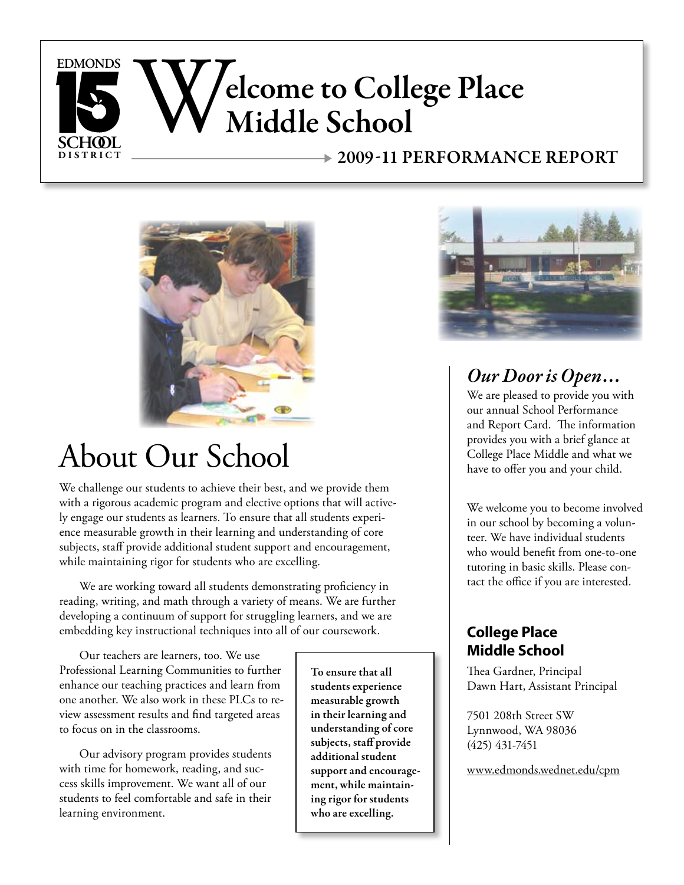EDMONDS 15 SCHOOL DISTRICT

# Welcome to College Place Middle School

**2009-11 PERFORMANCE REPORT**

## About Our School

We challenge our students to achieve their best, and we provide them with a rigorous academic program and elective options that will actively engage our students as learners. To ensure that all students experience measurable growth in their learning and understanding of core subjects, staff provide additional student support and encouragement, while maintaining rigor for students who are excelling.

We are working toward all students demonstrating proficiency in reading, writing, and math through a variety of means. We are further developing a continuum of support for struggling learners, and we are embedding key instructional techniques into all of our coursework.

Our teachers are learners, too. We use Professional Learning Communities to further enhance our teaching practices and learn from one another. We also work in these PLCs to review assessment results and find targeted areas to focus on in the classrooms.

Our advisory program provides students with time for homework, reading, and success skills improvement. We want all of our students to feel comfortable and safe in their learning environment.

**To ensure that all students experience measurable growth in their learning and understanding of core subjects, staff provide additional student support and encouragement, while maintaining rigor for students who are excelling.**

## *Our Door is Open…*

We are pleased to provide you with our annual School Performance and Report Card. The information provides you with a brief glance at College Place Middle and what we have to offer you and your child.

We welcome you to become involved in our school by becoming a volunteer. We have individual students who would benefit from one-to-one tutoring in basic skills. Please contact the office if you are interested.

### College Place Middle School

Thea Gardner, Principal
Dawn Hart, Assistant Principal

7501 208th Street SW
Lynnwood, WA 98036
(425) 431-7451

www.edmonds.wednet.edu/cpm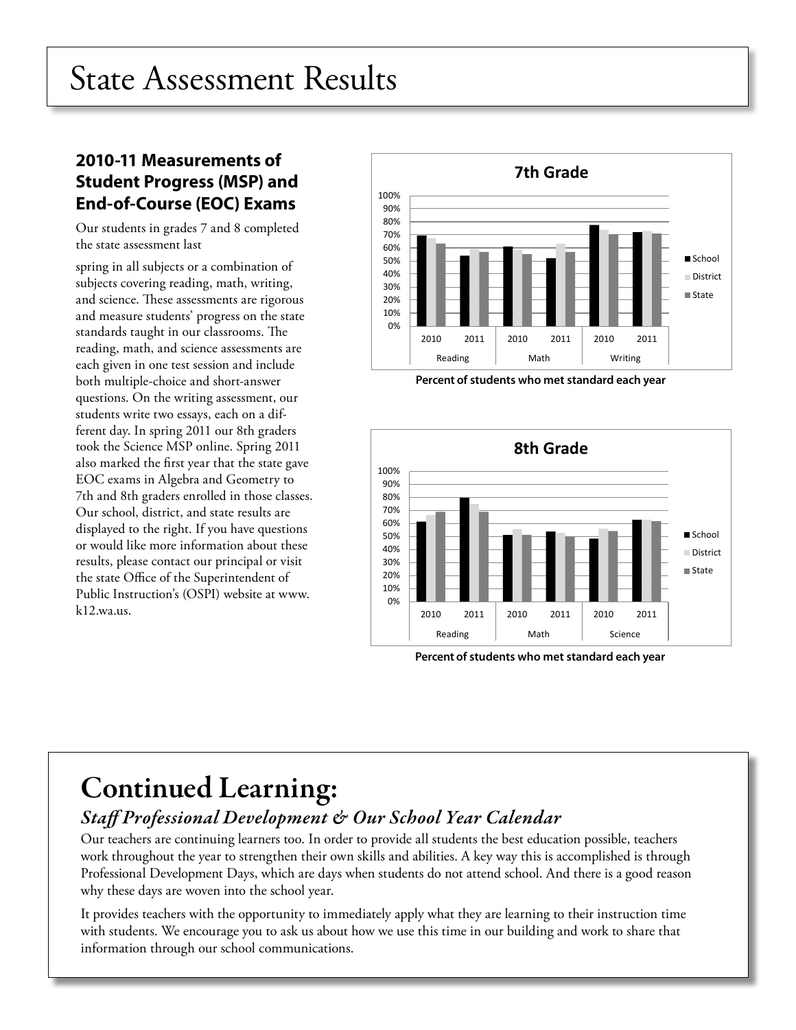# State Assessment Results

### 2010-11 Measurements of Student Progress (MSP) and End-of-Course (EOC) Exams

Our students in grades 7 and 8 completed the state assessment last

spring in all subjects or a combination of subjects covering reading, math, writing, and science. These assessments are rigorous and measure students' progress on the state standards taught in our classrooms. The reading, math, and science assessments are each given in one test session and include both multiple-choice and short-answer questions. On the writing assessment, our students write two essays, each on a different day. In spring 2011 our 8th graders took the Science MSP online. Spring 2011 also marked the first year that the state gave EOC exams in Algebra and Geometry to 7th and 8th graders enrolled in those classes. Our school, district, and state results are displayed to the right. If you have questions or would like more information about these results, please contact our principal or visit the state Office of the Superintendent of Public Instruction's (OSPI) website at www.k12.wa.us.

**7th Grade**

Percent of students who met standard each year

**8th Grade**

Percent of students who met standard each year

# Continued Learning:

### *Staff Professional Development & Our School Year Calendar*

Our teachers are continuing learners too. In order to provide all students the best education possible, teachers work throughout the year to strengthen their own skills and abilities. A key way this is accomplished is through Professional Development Days, which are days when students do not attend school. And there is a good reason why these days are woven into the school year.

It provides teachers with the opportunity to immediately apply what they are learning to their instruction time with students. We encourage you to ask us about how we use this time in our building and work to share that information through our school communications.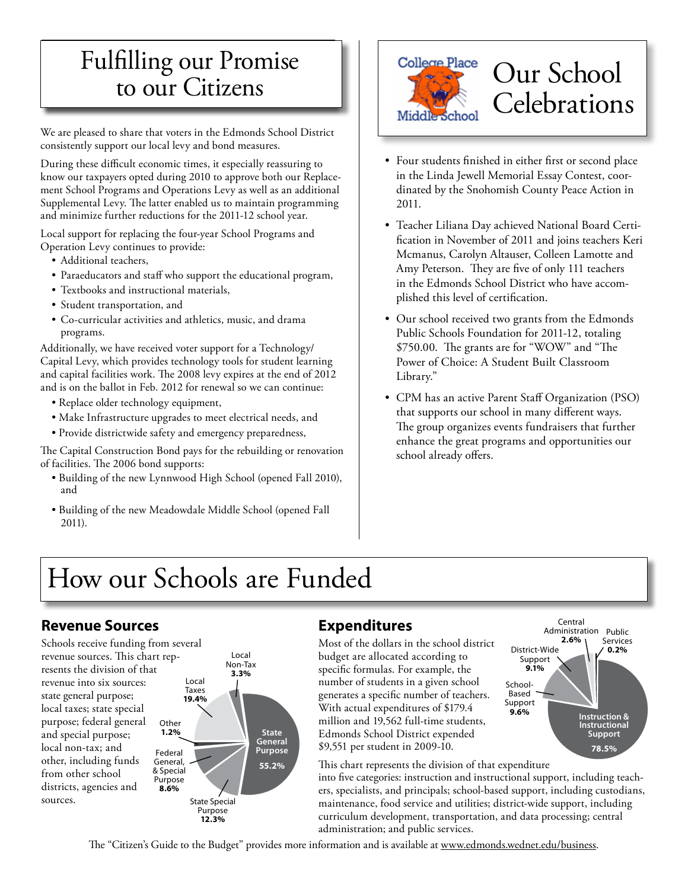# Fulfilling our Promise to our Citizens

We are pleased to share that voters in the Edmonds School District consistently support our local levy and bond measures.

During these difficult economic times, it especially reassuring to know our taxpayers opted during 2010 to approve both our Replacement School Programs and Operations Levy as well as an additional Supplemental Levy. The latter enabled us to maintain programming and minimize further reductions for the 2011-12 school year.

Local support for replacing the four-year School Programs and Operation Levy continues to provide:

- Additional teachers,
- Paraeducators and staff who support the educational program,
- Textbooks and instructional materials,
- Student transportation, and
- Co-curricular activities and athletics, music, and drama programs.

Additionally, we have received voter support for a Technology/ Capital Levy, which provides technology tools for student learning and capital facilities work. The 2008 levy expires at the end of 2012 and is on the ballot in Feb. 2012 for renewal so we can continue:

- Replace older technology equipment,
- Make Infrastructure upgrades to meet electrical needs, and
- Provide districtwide safety and emergency preparedness,

The Capital Construction Bond pays for the rebuilding or renovation of facilities. The 2006 bond supports:

- Building of the new Lynnwood High School (opened Fall 2010), and
- Building of the new Meadowdale Middle School (opened Fall 2011).

# Our School Celebrations

College Place Middle School

- Four students finished in either first or second place in the Linda Jewell Memorial Essay Contest, coordinated by the Snohomish County Peace Action in 2011.
- Teacher Liliana Day achieved National Board Certification in November of 2011 and joins teachers Keri Mcmanus, Carolyn Altauser, Colleen Lamotte and Amy Peterson. They are five of only 111 teachers in the Edmonds School District who have accomplished this level of certification.
- Our school received two grants from the Edmonds Public Schools Foundation for 2011-12, totaling $750.00. The grants are for "WOW" and "The Power of Choice: A Student Built Classroom Library."
- CPM has an active Parent Staff Organization (PSO) that supports our school in many different ways. The group organizes events fundraisers that further enhance the great programs and opportunities our school already offers.

# How our Schools are Funded

## Revenue Sources

Schools receive funding from several revenue sources. This chart represents the division of that revenue into six sources: state general purpose; local taxes; state special purpose; federal general and special purpose; local non-tax; and other, including funds from other school districts, agencies and sources.

| Revenue Source | Percent |
|---|---|
| State General Purpose | 55.2% |
| Local Taxes | 19.4% |
| State Special Purpose | 12.3% |
| Federal General, & Special Purpose | 8.6% |
| Local Non-Tax | 3.3% |
| Other | 1.2% |

## Expenditures

Most of the dollars in the school district budget are allocated according to specific formulas. For example, the number of students in a given school generates a specific number of teachers. With actual expenditures of $179.4 million and 19,562 full-time students, Edmonds School District expended $9,551 per student in 2009-10.

| Expenditure Category | Percent |
|---|---|
| Instruction & Instructional Support | 78.5% |
| School-Based Support | 9.6% |
| District-Wide Support | 9.1% |
| Central Administration | 2.6% |
| Public Services | 0.2% |

This chart represents the division of that expenditure into five categories: instruction and instructional support, including teachers, specialists, and principals; school-based support, including custodians, maintenance, food service and utilities; district-wide support, including curriculum development, transportation, and data processing; central administration; and public services.

The "Citizen's Guide to the Budget" provides more information and is available at www.edmonds.wednet.edu/business.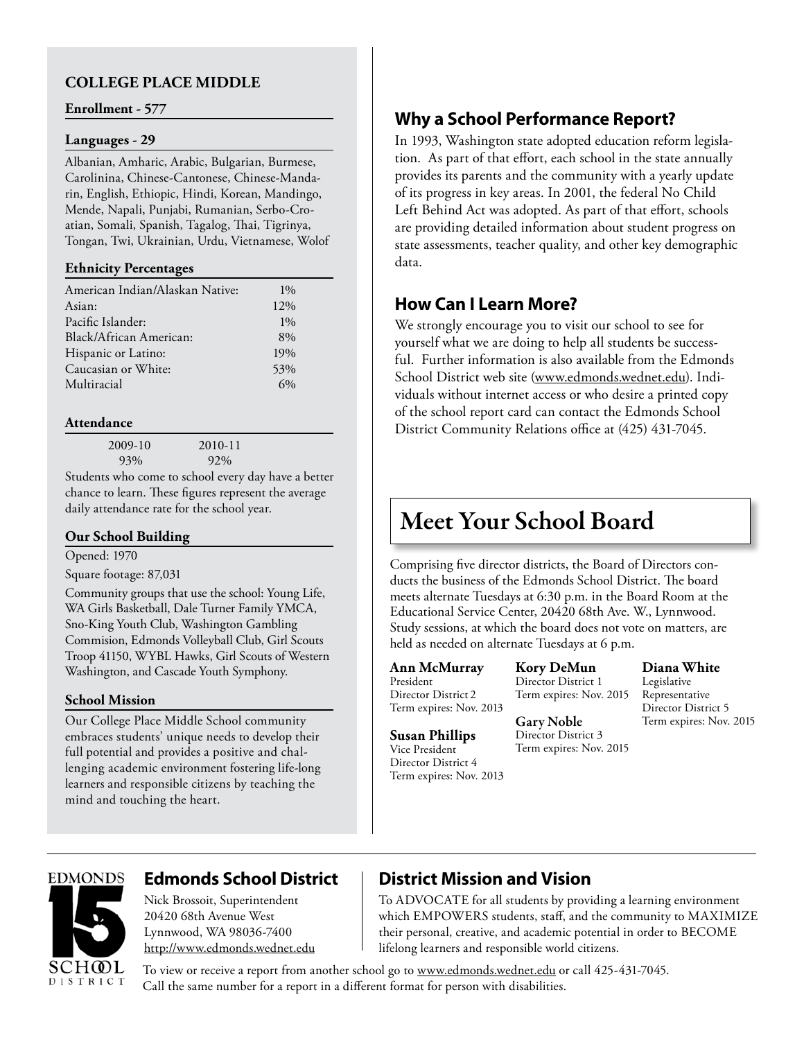## COLLEGE PLACE MIDDLE

**Enrollment - 577**

**Languages - 29**

Albanian, Amharic, Arabic, Bulgarian, Burmese, Carolinina, Chinese-Cantonese, Chinese-Mandarin, English, Ethiopic, Hindi, Korean, Mandingo, Mende, Napali, Punjabi, Rumanian, Serbo-Croatian, Somali, Spanish, Tagalog, Thai, Tigrinya, Tongan, Twi, Ukrainian, Urdu, Vietnamese, Wolof

**Ethnicity Percentages**

| | |
|---|---|
| American Indian/Alaskan Native: | 1% |
| Asian: | 12% |
| Pacific Islander: | 1% |
| Black/African American: | 8% |
| Hispanic or Latino: | 19% |
| Caucasian or White: | 53% |
| Multiracial | 6% |

**Attendance**

| 2009-10 | 2010-11 |
|---|---|
| 93% | 92% |

Students who come to school every day have a better chance to learn. These figures represent the average daily attendance rate for the school year.

**Our School Building**

Opened: 1970

Square footage: 87,031

Community groups that use the school: Young Life, WA Girls Basketball, Dale Turner Family YMCA, Sno-King Youth Club, Washington Gambling Commision, Edmonds Volleyball Club, Girl Scouts Troop 41150, WYBL Hawks, Girl Scouts of Western Washington, and Cascade Youth Symphony.

**School Mission**

Our College Place Middle School community embraces students' unique needs to develop their full potential and provides a positive and challenging academic environment fostering life-long learners and responsible citizens by teaching the mind and touching the heart.

## Why a School Performance Report?

In 1993, Washington state adopted education reform legislation. As part of that effort, each school in the state annually provides its parents and the community with a yearly update of its progress in key areas. In 2001, the federal No Child Left Behind Act was adopted. As part of that effort, schools are providing detailed information about student progress on state assessments, teacher quality, and other key demographic data.

## How Can I Learn More?

We strongly encourage you to visit our school to see for yourself what we are doing to help all students be successful. Further information is also available from the Edmonds School District web site (www.edmonds.wednet.edu). Individuals without internet access or who desire a printed copy of the school report card can contact the Edmonds School District Community Relations office at (425) 431-7045.

# Meet Your School Board

Comprising five director districts, the Board of Directors conducts the business of the Edmonds School District. The board meets alternate Tuesdays at 6:30 p.m. in the Board Room at the Educational Service Center, 20420 68th Ave. W., Lynnwood. Study sessions, at which the board does not vote on matters, are held as needed on alternate Tuesdays at 6 p.m.

**Ann McMurray**
President
Director District 2
Term expires: Nov. 2013

**Susan Phillips**
Vice President
Director District 4
Term expires: Nov. 2013

**Kory DeMun**
Director District 1
Term expires: Nov. 2015

**Gary Noble**
Director District 3
Term expires: Nov. 2015

**Diana White**
Legislative Representative
Director District 5
Term expires: Nov. 2015

## Edmonds School District

Nick Brossoit, Superintendent
20420 68th Avenue West
Lynnwood, WA 98036-7400
http://www.edmonds.wednet.edu

## District Mission and Vision

To ADVOCATE for all students by providing a learning environment which EMPOWERS students, staff, and the community to MAXIMIZE their personal, creative, and academic potential in order to BECOME lifelong learners and responsible world citizens.

To view or receive a report from another school go to www.edmonds.wednet.edu or call 425-431-7045. Call the same number for a report in a different format for person with disabilities.